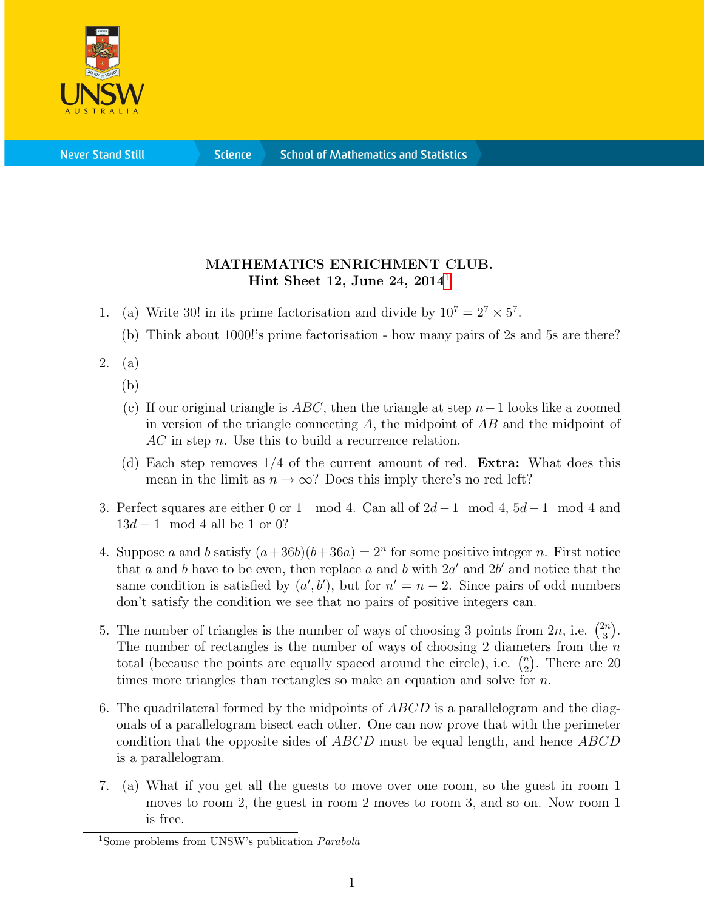**MATHEMATICS ENRICHMENT CLUB.**
**Hint Sheet 12, June 24, 2014**[1]

1. (a) Write 30! in its prime factorisation and divide by $10^7 = 2^7 \times 5^7$.
   (b) Think about 1000!'s prime factorisation - how many pairs of 2s and 5s are there?

2. (a)
   (b)
   (c) If our original triangle is $ABC$, then the triangle at step $n-1$ looks like a zoomed in version of the triangle connecting $A$, the midpoint of $AB$ and the midpoint of $AC$ in step $n$. Use this to build a recurrence relation.
   (d) Each step removes 1/4 of the current amount of red. **Extra:** What does this mean in the limit as $n \to \infty$? Does this imply there's no red left?

3. Perfect squares are either 0 or 1 $\mod 4$. Can all of $2d-1 \mod 4$, $5d-1 \mod 4$ and $13d-1 \mod 4$ all be 1 or 0?

4. Suppose $a$ and $b$ satisfy $(a+36b)(b+36a) = 2^n$ for some positive integer $n$. First notice that $a$ and $b$ have to be even, then replace $a$ and $b$ with $2a'$ and $2b'$ and notice that the same condition is satisfied by $(a', b')$, but for $n' = n-2$. Since pairs of odd numbers don't satisfy the condition we see that no pairs of positive integers can.

5. The number of triangles is the number of ways of choosing 3 points from $2n$, i.e. $\binom{2n}{3}$. The number of rectangles is the number of ways of choosing 2 diameters from the $n$ total (because the points are equally spaced around the circle), i.e. $\binom{n}{2}$. There are 20 times more triangles than rectangles so make an equation and solve for $n$.

6. The quadrilateral formed by the midpoints of $ABCD$ is a parallelogram and the diagonals of a parallelogram bisect each other. One can now prove that with the perimeter condition that the opposite sides of $ABCD$ must be equal length, and hence $ABCD$ is a parallelogram.

7. (a) What if you get all the guests to move over one room, so the guest in room 1 moves to room 2, the guest in room 2 moves to room 3, and so on. Now room 1 is free.

[1] Some problems from UNSW's publication *Parabola*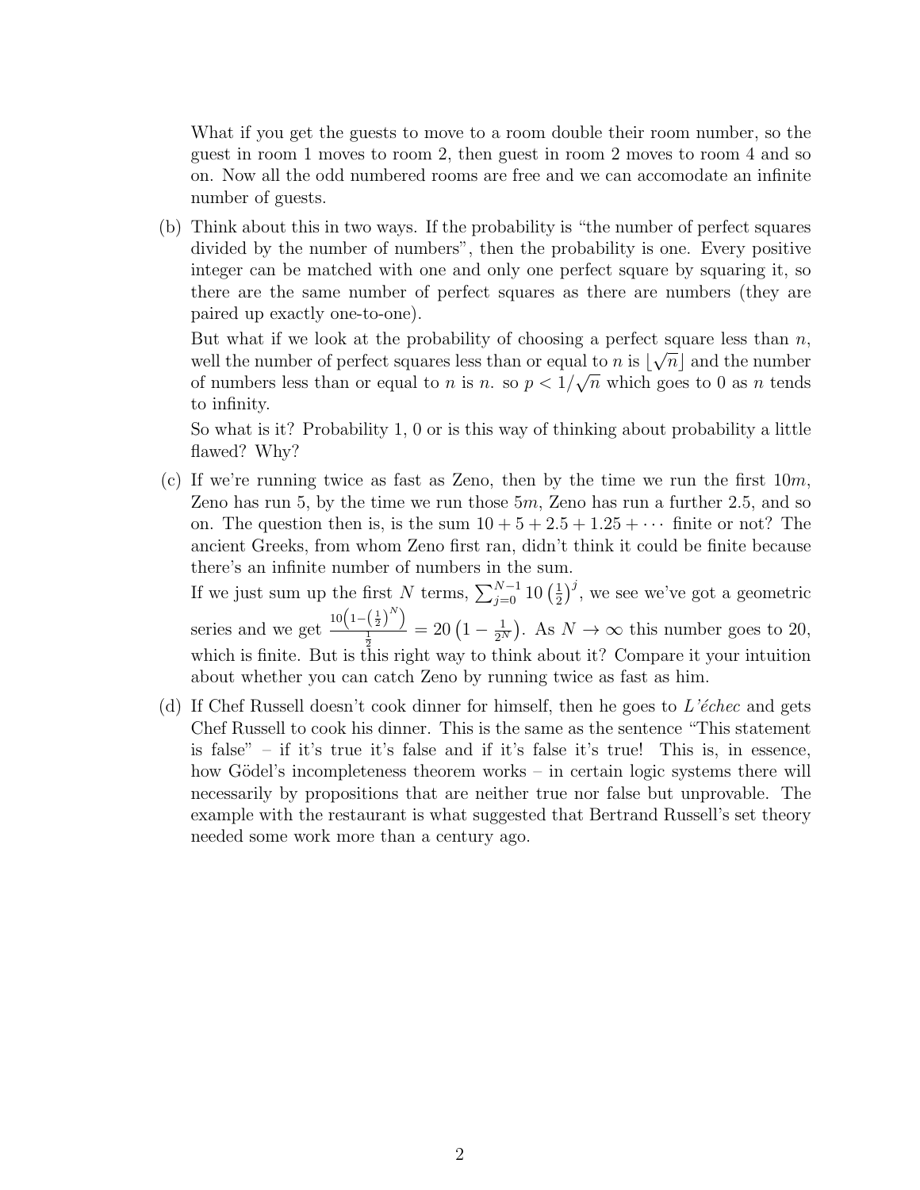What if you get the guests to move to a room double their room number, so the guest in room 1 moves to room 2, then guest in room 2 moves to room 4 and so on. Now all the odd numbered rooms are free and we can accomodate an infinite number of guests.

(b) Think about this in two ways. If the probability is "the number of perfect squares divided by the number of numbers", then the probability is one. Every positive integer can be matched with one and only one perfect square by squaring it, so there are the same number of perfect squares as there are numbers (they are paired up exactly one-to-one).

But what if we look at the probability of choosing a perfect square less than $n$, well the number of perfect squares less than or equal to $n$ is $\lfloor \sqrt{n} \rfloor$ and the number of numbers less than or equal to $n$ is $n$. so $p < 1/\sqrt{n}$ which goes to 0 as $n$ tends to infinity.

So what is it? Probability 1, 0 or is this way of thinking about probability a little flawed? Why?

(c) If we're running twice as fast as Zeno, then by the time we run the first $10m$, Zeno has run 5, by the time we run those $5m$, Zeno has run a further 2.5, and so on. The question then is, is the sum $10 + 5 + 2.5 + 1.25 + \cdots$ finite or not? The ancient Greeks, from whom Zeno first ran, didn't think it could be finite because there's an infinite number of numbers in the sum.

If we just sum up the first $N$ terms, $\sum_{j=0}^{N-1} 10 \left(\frac{1}{2}\right)^j$, we see we've got a geometric series and we get $\frac{10\left(1-\left(\frac{1}{2}\right)^N\right)}{\frac{1}{2}} = 20\left(1 - \frac{1}{2^N}\right)$. As $N \to \infty$ this number goes to 20, which is finite. But is this right way to think about it? Compare it your intuition about whether you can catch Zeno by running twice as fast as him.

(d) If Chef Russell doesn't cook dinner for himself, then he goes to *L'échec* and gets Chef Russell to cook his dinner. This is the same as the sentence "This statement is false" – if it's true it's false and if it's false it's true! This is, in essence, how Gödel's incompleteness theorem works – in certain logic systems there will necessarily by propositions that are neither true nor false but unprovable. The example with the restaurant is what suggested that Bertrand Russell's set theory needed some work more than a century ago.